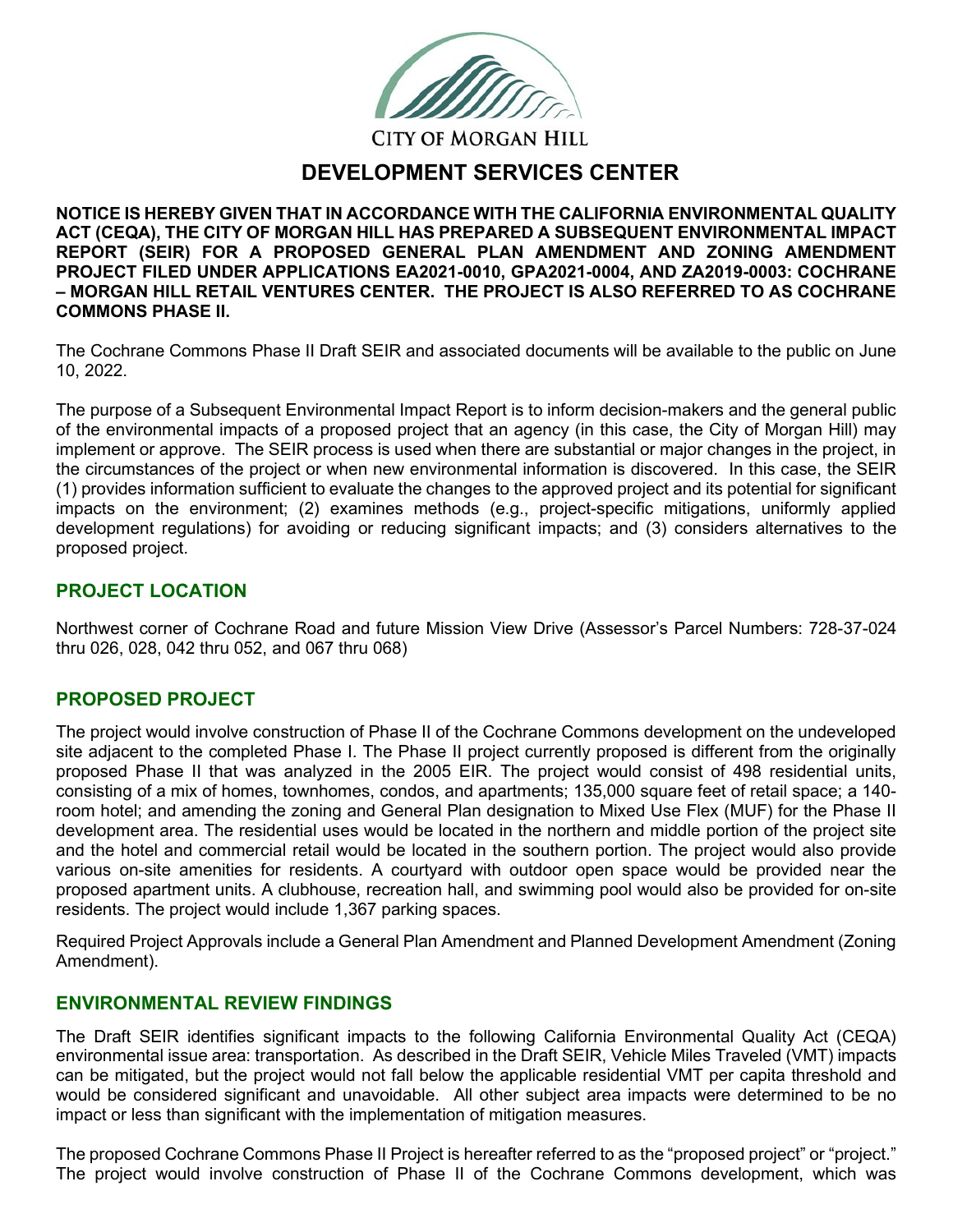CITY OF MORGAN HILL

# DEVELOPMENT SERVICES CENTER

**NOTICE IS HEREBY GIVEN THAT IN ACCORDANCE WITH THE CALIFORNIA ENVIRONMENTAL QUALITY ACT (CEQA), THE CITY OF MORGAN HILL HAS PREPARED A SUBSEQUENT ENVIRONMENTAL IMPACT REPORT (SEIR) FOR A PROPOSED GENERAL PLAN AMENDMENT AND ZONING AMENDMENT PROJECT FILED UNDER APPLICATIONS EA2021-0010, GPA2021-0004, AND ZA2019-0003: COCHRANE – MORGAN HILL RETAIL VENTURES CENTER. THE PROJECT IS ALSO REFERRED TO AS COCHRANE COMMONS PHASE II.**

The Cochrane Commons Phase II Draft SEIR and associated documents will be available to the public on June 10, 2022.

The purpose of a Subsequent Environmental Impact Report is to inform decision-makers and the general public of the environmental impacts of a proposed project that an agency (in this case, the City of Morgan Hill) may implement or approve. The SEIR process is used when there are substantial or major changes in the project, in the circumstances of the project or when new environmental information is discovered. In this case, the SEIR (1) provides information sufficient to evaluate the changes to the approved project and its potential for significant impacts on the environment; (2) examines methods (e.g., project-specific mitigations, uniformly applied development regulations) for avoiding or reducing significant impacts; and (3) considers alternatives to the proposed project.

## PROJECT LOCATION

Northwest corner of Cochrane Road and future Mission View Drive (Assessor's Parcel Numbers: 728-37-024 thru 026, 028, 042 thru 052, and 067 thru 068)

## PROPOSED PROJECT

The project would involve construction of Phase II of the Cochrane Commons development on the undeveloped site adjacent to the completed Phase I. The Phase II project currently proposed is different from the originally proposed Phase II that was analyzed in the 2005 EIR. The project would consist of 498 residential units, consisting of a mix of homes, townhomes, condos, and apartments; 135,000 square feet of retail space; a 140-room hotel; and amending the zoning and General Plan designation to Mixed Use Flex (MUF) for the Phase II development area. The residential uses would be located in the northern and middle portion of the project site and the hotel and commercial retail would be located in the southern portion. The project would also provide various on-site amenities for residents. A courtyard with outdoor open space would be provided near the proposed apartment units. A clubhouse, recreation hall, and swimming pool would also be provided for on-site residents. The project would include 1,367 parking spaces.

Required Project Approvals include a General Plan Amendment and Planned Development Amendment (Zoning Amendment).

## ENVIRONMENTAL REVIEW FINDINGS

The Draft SEIR identifies significant impacts to the following California Environmental Quality Act (CEQA) environmental issue area: transportation. As described in the Draft SEIR, Vehicle Miles Traveled (VMT) impacts can be mitigated, but the project would not fall below the applicable residential VMT per capita threshold and would be considered significant and unavoidable. All other subject area impacts were determined to be no impact or less than significant with the implementation of mitigation measures.

The proposed Cochrane Commons Phase II Project is hereafter referred to as the "proposed project" or "project." The project would involve construction of Phase II of the Cochrane Commons development, which was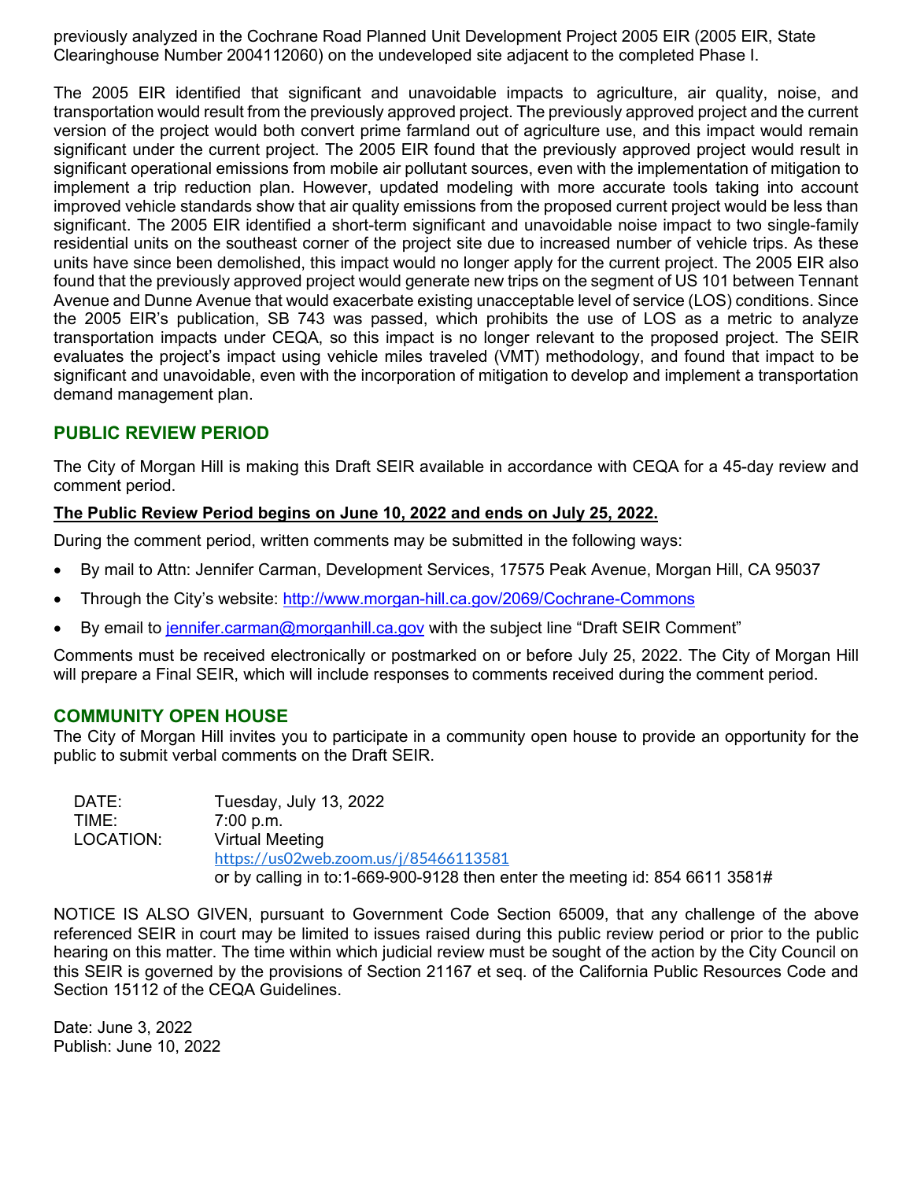previously analyzed in the Cochrane Road Planned Unit Development Project 2005 EIR (2005 EIR, State Clearinghouse Number 2004112060) on the undeveloped site adjacent to the completed Phase I.

The 2005 EIR identified that significant and unavoidable impacts to agriculture, air quality, noise, and transportation would result from the previously approved project. The previously approved project and the current version of the project would both convert prime farmland out of agriculture use, and this impact would remain significant under the current project. The 2005 EIR found that the previously approved project would result in significant operational emissions from mobile air pollutant sources, even with the implementation of mitigation to implement a trip reduction plan. However, updated modeling with more accurate tools taking into account improved vehicle standards show that air quality emissions from the proposed current project would be less than significant. The 2005 EIR identified a short-term significant and unavoidable noise impact to two single-family residential units on the southeast corner of the project site due to increased number of vehicle trips. As these units have since been demolished, this impact would no longer apply for the current project. The 2005 EIR also found that the previously approved project would generate new trips on the segment of US 101 between Tennant Avenue and Dunne Avenue that would exacerbate existing unacceptable level of service (LOS) conditions. Since the 2005 EIR's publication, SB 743 was passed, which prohibits the use of LOS as a metric to analyze transportation impacts under CEQA, so this impact is no longer relevant to the proposed project. The SEIR evaluates the project's impact using vehicle miles traveled (VMT) methodology, and found that impact to be significant and unavoidable, even with the incorporation of mitigation to develop and implement a transportation demand management plan.

## PUBLIC REVIEW PERIOD

The City of Morgan Hill is making this Draft SEIR available in accordance with CEQA for a 45-day review and comment period.

**The Public Review Period begins on June 10, 2022 and ends on July 25, 2022.**

During the comment period, written comments may be submitted in the following ways:

- By mail to Attn: Jennifer Carman, Development Services, 17575 Peak Avenue, Morgan Hill, CA 95037
- Through the City's website: http://www.morgan-hill.ca.gov/2069/Cochrane-Commons
- By email to jennifer.carman@morganhill.ca.gov with the subject line "Draft SEIR Comment"

Comments must be received electronically or postmarked on or before July 25, 2022. The City of Morgan Hill will prepare a Final SEIR, which will include responses to comments received during the comment period.

## COMMUNITY OPEN HOUSE

The City of Morgan Hill invites you to participate in a community open house to provide an opportunity for the public to submit verbal comments on the Draft SEIR.

| | |
|---|---|
| DATE: | Tuesday, July 13, 2022 |
| TIME: | 7:00 p.m. |
| LOCATION: | Virtual Meeting<br>https://us02web.zoom.us/j/85466113581<br>or by calling in to:1-669-900-9128 then enter the meeting id: 854 6611 3581# |

NOTICE IS ALSO GIVEN, pursuant to Government Code Section 65009, that any challenge of the above referenced SEIR in court may be limited to issues raised during this public review period or prior to the public hearing on this matter. The time within which judicial review must be sought of the action by the City Council on this SEIR is governed by the provisions of Section 21167 et seq. of the California Public Resources Code and Section 15112 of the CEQA Guidelines.

Date: June 3, 2022
Publish: June 10, 2022